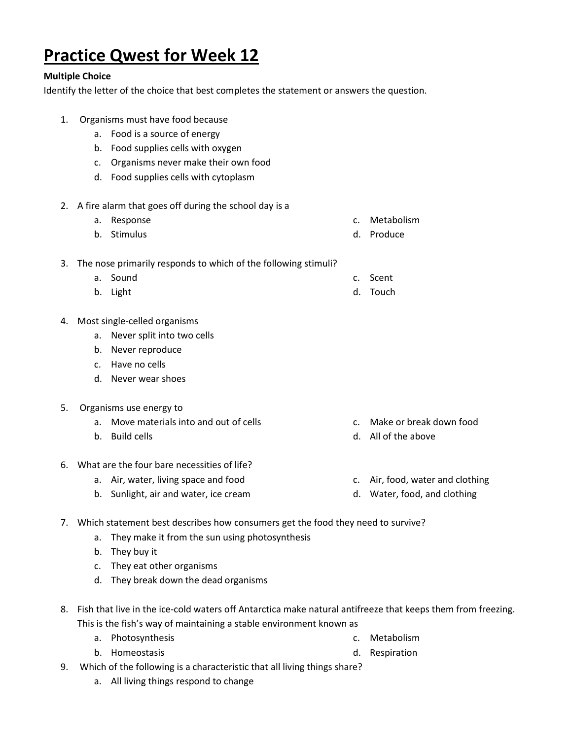# Practice Qwest for Week 12

**Multiple Choice**

Identify the letter of the choice that best completes the statement or answers the question.

1. Organisms must have food because
    a. Food is a source of energy
    b. Food supplies cells with oxygen
    c. Organisms never make their own food
    d. Food supplies cells with cytoplasm

2. A fire alarm that goes off during the school day is a
    a. Response
    b. Stimulus
    c. Metabolism
    d. Produce

3. The nose primarily responds to which of the following stimuli?
    a. Sound
    b. Light
    c. Scent
    d. Touch

4. Most single-celled organisms
    a. Never split into two cells
    b. Never reproduce
    c. Have no cells
    d. Never wear shoes

5. Organisms use energy to
    a. Move materials into and out of cells
    b. Build cells
    c. Make or break down food
    d. All of the above

6. What are the four bare necessities of life?
    a. Air, water, living space and food
    b. Sunlight, air and water, ice cream
    c. Air, food, water and clothing
    d. Water, food, and clothing

7. Which statement best describes how consumers get the food they need to survive?
    a. They make it from the sun using photosynthesis
    b. They buy it
    c. They eat other organisms
    d. They break down the dead organisms

8. Fish that live in the ice-cold waters off Antarctica make natural antifreeze that keeps them from freezing. This is the fish's way of maintaining a stable environment known as
    a. Photosynthesis
    b. Homeostasis
    c. Metabolism
    d. Respiration

9. Which of the following is a characteristic that all living things share?
    a. All living things respond to change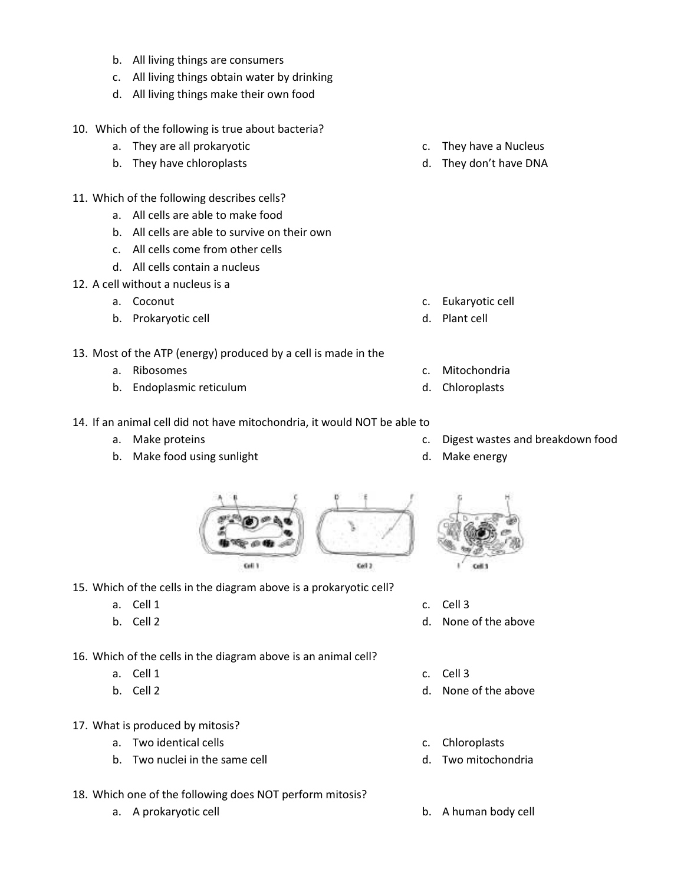b. All living things are consumers
c. All living things obtain water by drinking
d. All living things make their own food

10. Which of the following is true about bacteria?
    a. They are all prokaryotic
    b. They have chloroplasts
    c. They have a Nucleus
    d. They don't have DNA

11. Which of the following describes cells?
    a. All cells are able to make food
    b. All cells are able to survive on their own
    c. All cells come from other cells
    d. All cells contain a nucleus

12. A cell without a nucleus is a
    a. Coconut
    b. Prokaryotic cell
    c. Eukaryotic cell
    d. Plant cell

13. Most of the ATP (energy) produced by a cell is made in the
    a. Ribosomes
    b. Endoplasmic reticulum
    c. Mitochondria
    d. Chloroplasts

14. If an animal cell did not have mitochondria, it would NOT be able to
    a. Make proteins
    b. Make food using sunlight
    c. Digest wastes and breakdown food
    d. Make energy

15. Which of the cells in the diagram above is a prokaryotic cell?
    a. Cell 1
    b. Cell 2
    c. Cell 3
    d. None of the above

16. Which of the cells in the diagram above is an animal cell?
    a. Cell 1
    b. Cell 2
    c. Cell 3
    d. None of the above

17. What is produced by mitosis?
    a. Two identical cells
    b. Two nuclei in the same cell
    c. Chloroplasts
    d. Two mitochondria

18. Which one of the following does NOT perform mitosis?
    a. A prokaryotic cell
    b. A human body cell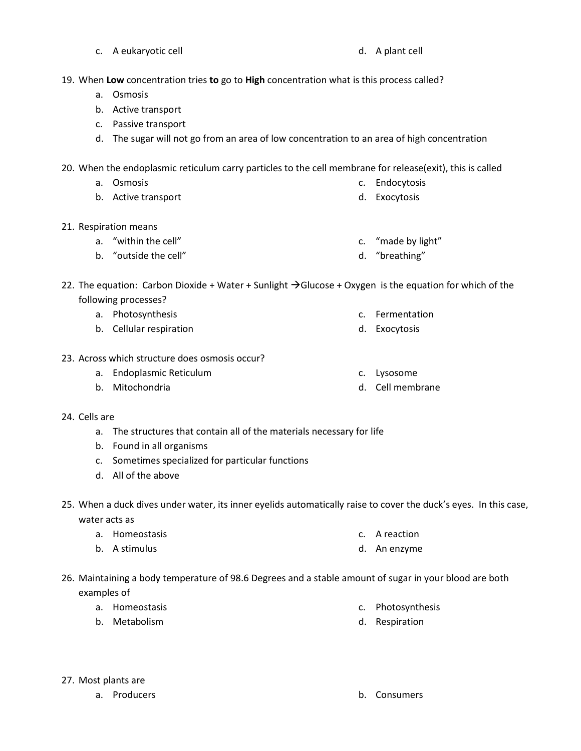c. A eukaryotic cell
d. A plant cell

19. When **Low** concentration tries **to** go to **High** concentration what is this process called?
    a. Osmosis
    b. Active transport
    c. Passive transport
    d. The sugar will not go from an area of low concentration to an area of high concentration

20. When the endoplasmic reticulum carry particles to the cell membrane for release(exit), this is called
    a. Osmosis
    b. Active transport
    c. Endocytosis
    d. Exocytosis

21. Respiration means
    a. "within the cell"
    b. "outside the cell"
    c. "made by light"
    d. "breathing"

22. The equation: Carbon Dioxide + Water + Sunlight →Glucose + Oxygen is the equation for which of the following processes?
    a. Photosynthesis
    b. Cellular respiration
    c. Fermentation
    d. Exocytosis

23. Across which structure does osmosis occur?
    a. Endoplasmic Reticulum
    b. Mitochondria
    c. Lysosome
    d. Cell membrane

24. Cells are
    a. The structures that contain all of the materials necessary for life
    b. Found in all organisms
    c. Sometimes specialized for particular functions
    d. All of the above

25. When a duck dives under water, its inner eyelids automatically raise to cover the duck's eyes. In this case, water acts as
    a. Homeostasis
    b. A stimulus
    c. A reaction
    d. An enzyme

26. Maintaining a body temperature of 98.6 Degrees and a stable amount of sugar in your blood are both examples of
    a. Homeostasis
    b. Metabolism
    c. Photosynthesis
    d. Respiration

27. Most plants are
    a. Producers
    b. Consumers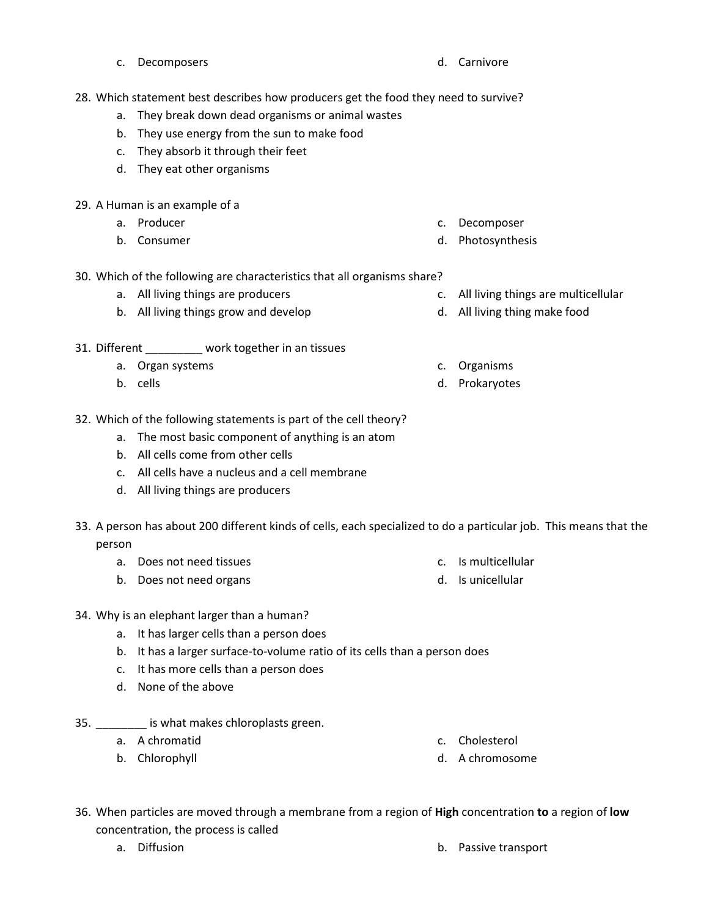c. Decomposers
d. Carnivore

28. Which statement best describes how producers get the food they need to survive?
    a. They break down dead organisms or animal wastes
    b. They use energy from the sun to make food
    c. They absorb it through their feet
    d. They eat other organisms

29. A Human is an example of a
    a. Producer
    b. Consumer
    c. Decomposer
    d. Photosynthesis

30. Which of the following are characteristics that all organisms share?
    a. All living things are producers
    b. All living things grow and develop
    c. All living things are multicellular
    d. All living thing make food

31. Different _________ work together in an tissues
    a. Organ systems
    b. cells
    c. Organisms
    d. Prokaryotes

32. Which of the following statements is part of the cell theory?
    a. The most basic component of anything is an atom
    b. All cells come from other cells
    c. All cells have a nucleus and a cell membrane
    d. All living things are producers

33. A person has about 200 different kinds of cells, each specialized to do a particular job. This means that the person
    a. Does not need tissues
    b. Does not need organs
    c. Is multicellular
    d. Is unicellular

34. Why is an elephant larger than a human?
    a. It has larger cells than a person does
    b. It has a larger surface-to-volume ratio of its cells than a person does
    c. It has more cells than a person does
    d. None of the above

35. ________ is what makes chloroplasts green.
    a. A chromatid
    b. Chlorophyll
    c. Cholesterol
    d. A chromosome

36. When particles are moved through a membrane from a region of **High** concentration **to** a region of **low** concentration, the process is called
    a. Diffusion
    b. Passive transport